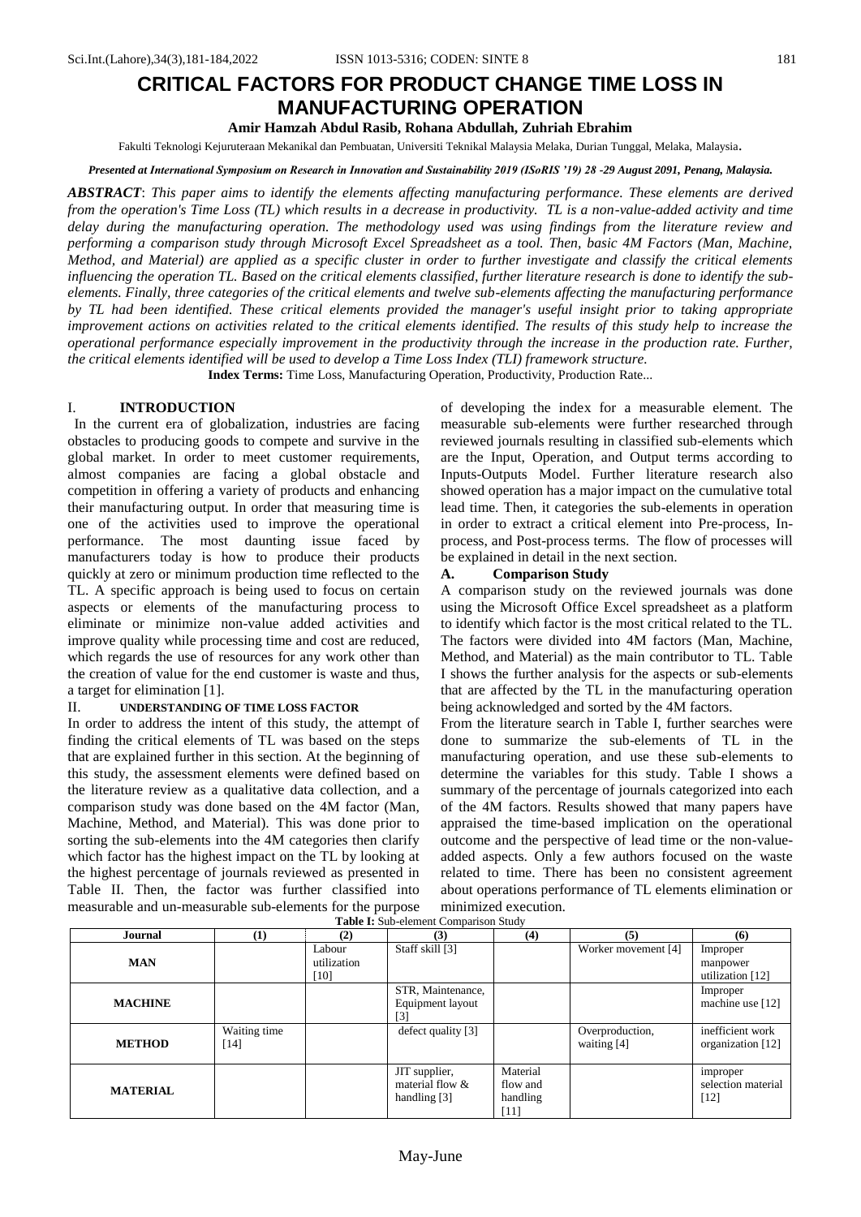# CRITICAL FACTORS FOR PRODUCT CHANGE TIME LOSS IN MANUFACTURING OPERATION

**Amir Hamzah Abdul Rasib, Rohana Abdullah, Zuhriah Ebrahim**

Fakulti Teknologi Kejuruteraan Mekanikal dan Pembuatan, Universiti Teknikal Malaysia Melaka, Durian Tunggal, Melaka, Malaysia.

***Presented at International Symposium on Research in Innovation and Sustainability 2019 (ISoRIS '19) 28 -29 August 2091, Penang, Malaysia.***

***ABSTRACT***: *This paper aims to identify the elements affecting manufacturing performance. These elements are derived from the operation's Time Loss (TL) which results in a decrease in productivity. TL is a non-value-added activity and time delay during the manufacturing operation. The methodology used was using findings from the literature review and performing a comparison study through Microsoft Excel Spreadsheet as a tool. Then, basic 4M Factors (Man, Machine, Method, and Material) are applied as a specific cluster in order to further investigate and classify the critical elements influencing the operation TL. Based on the critical elements classified, further literature research is done to identify the sub-elements. Finally, three categories of the critical elements and twelve sub-elements affecting the manufacturing performance by TL had been identified. These critical elements provided the manager's useful insight prior to taking appropriate improvement actions on activities related to the critical elements identified. The results of this study help to increase the operational performance especially improvement in the productivity through the increase in the production rate. Further, the critical elements identified will be used to develop a Time Loss Index (TLI) framework structure.*

**Index Terms:** Time Loss, Manufacturing Operation, Productivity, Production Rate...

## I. INTRODUCTION

In the current era of globalization, industries are facing obstacles to producing goods to compete and survive in the global market. In order to meet customer requirements, almost companies are facing a global obstacle and competition in offering a variety of products and enhancing their manufacturing output. In order that measuring time is one of the activities used to improve the operational performance. The most daunting issue faced by manufacturers today is how to produce their products quickly at zero or minimum production time reflected to the TL. A specific approach is being used to focus on certain aspects or elements of the manufacturing process to eliminate or minimize non-value added activities and improve quality while processing time and cost are reduced, which regards the use of resources for any work other than the creation of value for the end customer is waste and thus, a target for elimination [1].

## II. UNDERSTANDING OF TIME LOSS FACTOR

In order to address the intent of this study, the attempt of finding the critical elements of TL was based on the steps that are explained further in this section. At the beginning of this study, the assessment elements were defined based on the literature review as a qualitative data collection, and a comparison study was done based on the 4M factor (Man, Machine, Method, and Material). This was done prior to sorting the sub-elements into the 4M categories then clarify which factor has the highest impact on the TL by looking at the highest percentage of journals reviewed as presented in Table II. Then, the factor was further classified into measurable and un-measurable sub-elements for the purpose of developing the index for a measurable element. The measurable sub-elements were further researched through reviewed journals resulting in classified sub-elements which are the Input, Operation, and Output terms according to Inputs-Outputs Model. Further literature research also showed operation has a major impact on the cumulative total lead time. Then, it categories the sub-elements in operation in order to extract a critical element into Pre-process, In-process, and Post-process terms. The flow of processes will be explained in detail in the next section.

### A. Comparison Study

A comparison study on the reviewed journals was done using the Microsoft Office Excel spreadsheet as a platform to identify which factor is the most critical related to the TL. The factors were divided into 4M factors (Man, Machine, Method, and Material) as the main contributor to TL. Table I shows the further analysis for the aspects or sub-elements that are affected by the TL in the manufacturing operation being acknowledged and sorted by the 4M factors.

From the literature search in Table I, further searches were done to summarize the sub-elements of TL in the manufacturing operation, and use these sub-elements to determine the variables for this study. Table I shows a summary of the percentage of journals categorized into each of the 4M factors. Results showed that many papers have appraised the time-based implication on the operational outcome and the perspective of lead time or the non-value-added aspects. Only a few authors focused on the waste related to time. There has been no consistent agreement about operations performance of TL elements elimination or minimized execution.

**Table I:** Sub-element Comparison Study

| Journal | (1) | (2) | (3) | (4) | (5) | (6) |
|---|---|---|---|---|---|---|
| **MAN** | | Labour utilization [10] | Staff skill [3] | | Worker movement [4] | Improper manpower utilization [12] |
| **MACHINE** | | | STR, Maintenance, Equipment layout [3] | | | Improper machine use [12] |
| **METHOD** | Waiting time [14] | | defect quality [3] | | Overproduction, waiting [4] | inefficient work organization [12] |
| **MATERIAL** | | | JIT supplier, material flow & handling [3] | Material flow and handling [11] | | improper selection material [12] |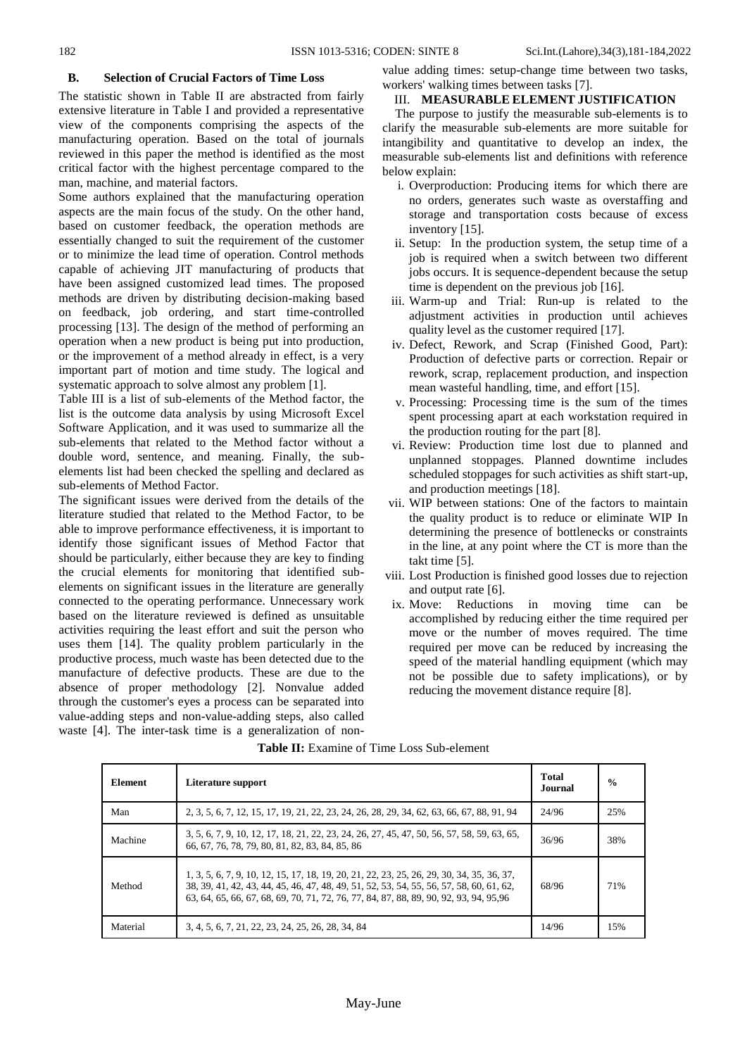### B. Selection of Crucial Factors of Time Loss

The statistic shown in Table II are abstracted from fairly extensive literature in Table I and provided a representative view of the components comprising the aspects of the manufacturing operation. Based on the total of journals reviewed in this paper the method is identified as the most critical factor with the highest percentage compared to the man, machine, and material factors.

Some authors explained that the manufacturing operation aspects are the main focus of the study. On the other hand, based on customer feedback, the operation methods are essentially changed to suit the requirement of the customer or to minimize the lead time of operation. Control methods capable of achieving JIT manufacturing of products that have been assigned customized lead times. The proposed methods are driven by distributing decision-making based on feedback, job ordering, and start time-controlled processing [13]. The design of the method of performing an operation when a new product is being put into production, or the improvement of a method already in effect, is a very important part of motion and time study. The logical and systematic approach to solve almost any problem [1].

Table III is a list of sub-elements of the Method factor, the list is the outcome data analysis by using Microsoft Excel Software Application, and it was used to summarize all the sub-elements that related to the Method factor without a double word, sentence, and meaning. Finally, the sub-elements list had been checked the spelling and declared as sub-elements of Method Factor.

The significant issues were derived from the details of the literature studied that related to the Method Factor, to be able to improve performance effectiveness, it is important to identify those significant issues of Method Factor that should be particularly, either because they are key to finding the crucial elements for monitoring that identified sub-elements on significant issues in the literature are generally connected to the operating performance. Unnecessary work based on the literature reviewed is defined as unsuitable activities requiring the least effort and suit the person who uses them [14]. The quality problem particularly in the productive process, much waste has been detected due to the manufacture of defective products. These are due to the absence of proper methodology [2]. Nonvalue added through the customer's eyes a process can be separated into value-adding steps and non-value-adding steps, also called waste [4]. The inter-task time is a generalization of non-value adding times: setup-change time between two tasks, workers' walking times between tasks [7].

## III. MEASURABLE ELEMENT JUSTIFICATION

The purpose to justify the measurable sub-elements is to clarify the measurable sub-elements are more suitable for intangibility and quantitative to develop an index, the measurable sub-elements list and definitions with reference below explain:

i. Overproduction: Producing items for which there are no orders, generates such waste as overstaffing and storage and transportation costs because of excess inventory [15].
ii. Setup: In the production system, the setup time of a job is required when a switch between two different jobs occurs. It is sequence-dependent because the setup time is dependent on the previous job [16].
iii. Warm-up and Trial: Run-up is related to the adjustment activities in production until achieves quality level as the customer required [17].
iv. Defect, Rework, and Scrap (Finished Good, Part): Production of defective parts or correction. Repair or rework, scrap, replacement production, and inspection mean wasteful handling, time, and effort [15].
v. Processing: Processing time is the sum of the times spent processing apart at each workstation required in the production routing for the part [8].
vi. Review: Production time lost due to planned and unplanned stoppages. Planned downtime includes scheduled stoppages for such activities as shift start-up, and production meetings [18].
vii. WIP between stations: One of the factors to maintain the quality product is to reduce or eliminate WIP In determining the presence of bottlenecks or constraints in the line, at any point where the CT is more than the takt time [5].
viii. Lost Production is finished good losses due to rejection and output rate [6].
ix. Move: Reductions in moving time can be accomplished by reducing either the time required per move or the number of moves required. The time required per move can be reduced by increasing the speed of the material handling equipment (which may not be possible due to safety implications), or by reducing the movement distance require [8].

**Table II:** Examine of Time Loss Sub-element

| Element | Literature support | Total Journal | % |
|---|---|---|---|
| Man | 2, 3, 5, 6, 7, 12, 15, 17, 19, 21, 22, 23, 24, 26, 28, 29, 34, 62, 63, 66, 67, 88, 91, 94 | 24/96 | 25% |
| Machine | 3, 5, 6, 7, 9, 10, 12, 17, 18, 21, 22, 23, 24, 26, 27, 45, 47, 50, 56, 57, 58, 59, 63, 65, 66, 67, 76, 78, 79, 80, 81, 82, 83, 84, 85, 86 | 36/96 | 38% |
| Method | 1, 3, 5, 6, 7, 9, 10, 12, 15, 17, 18, 19, 20, 21, 22, 23, 25, 26, 29, 30, 34, 35, 36, 37, 38, 39, 41, 42, 43, 44, 45, 46, 47, 48, 49, 51, 52, 53, 54, 55, 56, 57, 58, 60, 61, 62, 63, 64, 65, 66, 67, 68, 69, 70, 71, 72, 76, 77, 84, 87, 88, 89, 90, 92, 93, 94, 95,96 | 68/96 | 71% |
| Material | 3, 4, 5, 6, 7, 21, 22, 23, 24, 25, 26, 28, 34, 84 | 14/96 | 15% |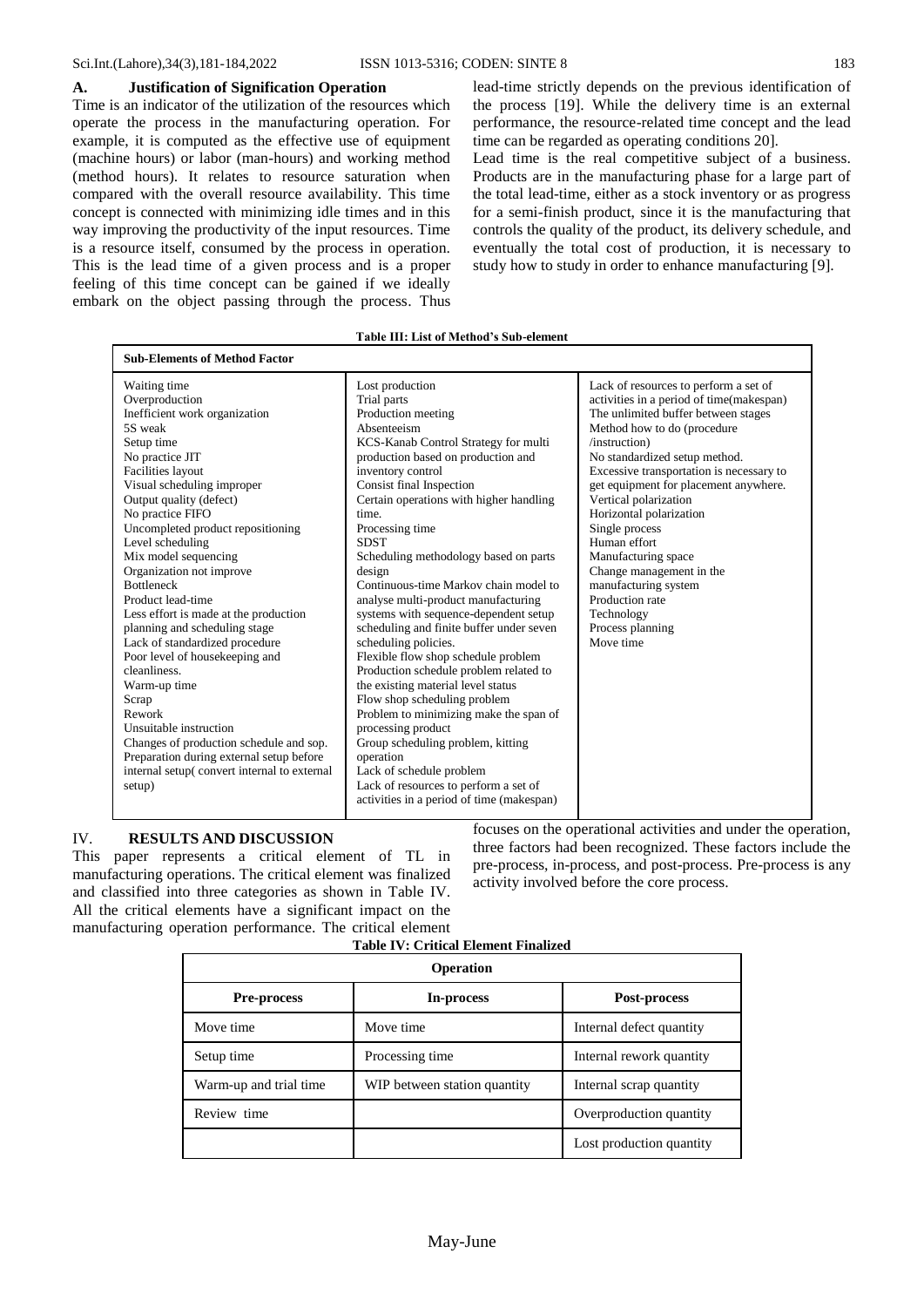### A. Justification of Signification Operation

Time is an indicator of the utilization of the resources which operate the process in the manufacturing operation. For example, it is computed as the effective use of equipment (machine hours) or labor (man-hours) and working method (method hours). It relates to resource saturation when compared with the overall resource availability. This time concept is connected with minimizing idle times and in this way improving the productivity of the input resources. Time is a resource itself, consumed by the process in operation. This is the lead time of a given process and is a proper feeling of this time concept can be gained if we ideally embark on the object passing through the process. Thus lead-time strictly depends on the previous identification of the process [19]. While the delivery time is an external performance, the resource-related time concept and the lead time can be regarded as operating conditions 20].

Lead time is the real competitive subject of a business. Products are in the manufacturing phase for a large part of the total lead-time, either as a stock inventory or as progress for a semi-finish product, since it is the manufacturing that controls the quality of the product, its delivery schedule, and eventually the total cost of production, it is necessary to study how to study in order to enhance manufacturing [9].

**Table III: List of Method's Sub-element**

| Sub-Elements of Method Factor | | |
|---|---|---|
| Waiting time<br>Overproduction<br>Inefficient work organization<br>5S weak<br>Setup time<br>No practice JIT<br>Facilities layout<br>Visual scheduling improper<br>Output quality (defect)<br>No practice FIFO<br>Uncompleted product repositioning<br>Level scheduling<br>Mix model sequencing<br>Organization not improve<br>Bottleneck<br>Product lead-time<br>Less effort is made at the production planning and scheduling stage<br>Lack of standardized procedure<br>Poor level of housekeeping and cleanliness.<br>Warm-up time<br>Scrap<br>Rework<br>Unsuitable instruction<br>Changes of production schedule and sop.<br>Preparation during external setup before internal setup( convert internal to external setup) | Lost production<br>Trial parts<br>Production meeting<br>Absenteeism<br>KCS-Kanab Control Strategy for multi production based on production and inventory control<br>Consist final Inspection<br>Certain operations with higher handling time.<br>Processing time<br>SDST<br>Scheduling methodology based on parts design<br>Continuous-time Markov chain model to analyse multi-product manufacturing systems with sequence-dependent setup scheduling and finite buffer under seven scheduling policies.<br>Flexible flow shop schedule problem<br>Production schedule problem related to the existing material level status<br>Flow shop scheduling problem<br>Problem to minimizing make the span of processing product<br>Group scheduling problem, kitting operation<br>Lack of schedule problem<br>Lack of resources to perform a set of activities in a period of time (makespan) | Lack of resources to perform a set of activities in a period of time(makespan)<br>The unlimited buffer between stages<br>Method how to do (procedure /instruction)<br>No standardized setup method.<br>Excessive transportation is necessary to get equipment for placement anywhere.<br>Vertical polarization<br>Horizontal polarization<br>Single process<br>Human effort<br>Manufacturing space<br>Change management in the manufacturing system<br>Production rate<br>Technology<br>Process planning<br>Move time |

## IV. RESULTS AND DISCUSSION

This paper represents a critical element of TL in manufacturing operations. The critical element was finalized and classified into three categories as shown in Table IV. All the critical elements have a significant impact on the manufacturing operation performance. The critical element focuses on the operational activities and under the operation, three factors had been recognized. These factors include the pre-process, in-process, and post-process. Pre-process is any activity involved before the core process.

**Table IV: Critical Element Finalized**

| Operation | | |
|---|---|---|
| **Pre-process** | **In-process** | **Post-process** |
| Move time | Move time | Internal defect quantity |
| Setup time | Processing time | Internal rework quantity |
| Warm-up and trial time | WIP between station quantity | Internal scrap quantity |
| Review time | | Overproduction quantity |
| | | Lost production quantity |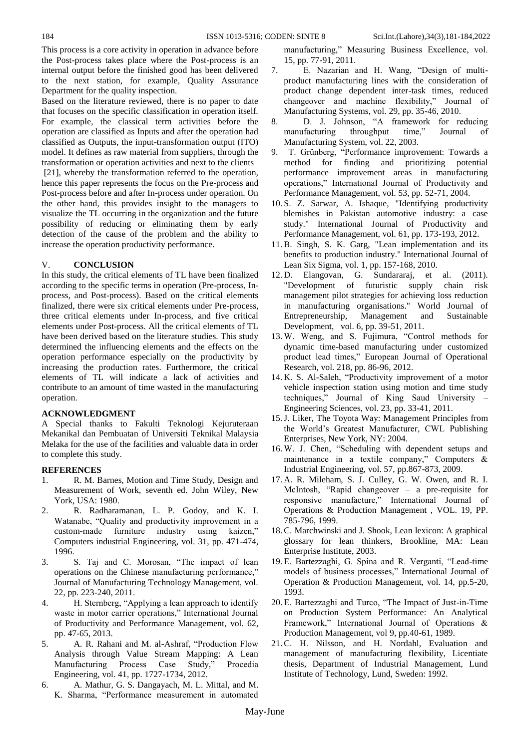This process is a core activity in operation in advance before the Post-process takes place where the Post-process is an internal output before the finished good has been delivered to the next station, for example, Quality Assurance Department for the quality inspection.

Based on the literature reviewed, there is no paper to date that focuses on the specific classification in operation itself. For example, the classical term activities before the operation are classified as Inputs and after the operation had classified as Outputs, the input-transformation output (ITO) model. It defines as raw material from suppliers, through the transformation or operation activities and next to the clients [21], whereby the transformation referred to the operation, hence this paper represents the focus on the Pre-process and Post-process before and after In-process under operation. On the other hand, this provides insight to the managers to visualize the TL occurring in the organization and the future possibility of reducing or eliminating them by early detection of the cause of the problem and the ability to increase the operation productivity performance.

## V. CONCLUSION

In this study, the critical elements of TL have been finalized according to the specific terms in operation (Pre-process, In-process, and Post-process). Based on the critical elements finalized, there were six critical elements under Pre-process, three critical elements under In-process, and five critical elements under Post-process. All the critical elements of TL have been derived based on the literature studies. This study determined the influencing elements and the effects on the operation performance especially on the productivity by increasing the production rates. Furthermore, the critical elements of TL will indicate a lack of activities and contribute to an amount of time wasted in the manufacturing operation.

## ACKNOWLEDGMENT

A Special thanks to Fakulti Teknologi Kejuruteraan Mekanikal dan Pembuatan of Universiti Teknikal Malaysia Melaka for the use of the facilities and valuable data in order to complete this study.

## REFERENCES

1. R. M. Barnes, Motion and Time Study, Design and Measurement of Work, seventh ed. John Wiley, New York, USA: 1980.
2. R. Radharamanan, L. P. Godoy, and K. I. Watanabe, "Quality and productivity improvement in a custom-made furniture industry using kaizen," Computers industrial Engineering, vol. 31, pp. 471-474, 1996.
3. S. Taj and C. Morosan, "The impact of lean operations on the Chinese manufacturing performance," Journal of Manufacturing Technology Management, vol. 22, pp. 223-240, 2011.
4. H. Sternberg, "Applying a lean approach to identify waste in motor carrier operations," International Journal of Productivity and Performance Management, vol. 62, pp. 47-65, 2013.
5. A. R. Rahani and M. al-Ashraf, "Production Flow Analysis through Value Stream Mapping: A Lean Manufacturing Process Case Study," Procedia Engineering, vol. 41, pp. 1727-1734, 2012.
6. A. Mathur, G. S. Dangayach, M. L. Mittal, and M. K. Sharma, "Performance measurement in automated manufacturing," Measuring Business Excellence, vol. 15, pp. 77-91, 2011.
7. E. Nazarian and H. Wang, "Design of multi-product manufacturing lines with the consideration of product change dependent inter-task times, reduced changeover and machine flexibility," Journal of Manufacturing Systems, vol. 29, pp. 35-46, 2010.
8. D. J. Johnson, "A framework for reducing manufacturing throughput time," Journal of Manufacturing System, vol. 22, 2003.
9. T. Grünberg, "Performance improvement: Towards a method for finding and prioritizing potential performance improvement areas in manufacturing operations," International Journal of Productivity and Performance Management, vol. 53, pp. 52-71, 2004.
10. S. Z. Sarwar, A. Ishaque, "Identifying productivity blemishes in Pakistan automotive industry: a case study." International Journal of Productivity and Performance Management, vol. 61, pp. 173-193, 2012.
11. B. Singh, S. K. Garg, "Lean implementation and its benefits to production industry." International Journal of Lean Six Sigma, vol. 1, pp. 157-168, 2010.
12. D. Elangovan, G. Sundararaj, et al. (2011). "Development of futuristic supply chain risk management pilot strategies for achieving loss reduction in manufacturing organisations." World Journal of Entrepreneurship, Management and Sustainable Development, vol. 6, pp. 39-51, 2011.
13. W. Weng, and S. Fujimura, "Control methods for dynamic time-based manufacturing under customized product lead times," European Journal of Operational Research, vol. 218, pp. 86-96, 2012.
14. K. S. Al-Saleh, "Productivity improvement of a motor vehicle inspection station using motion and time study techniques," Journal of King Saud University – Engineering Sciences, vol. 23, pp. 33-41, 2011.
15. J. Liker, The Toyota Way: Management Principles from the World's Greatest Manufacturer, CWL Publishing Enterprises, New York, NY: 2004.
16. W. J. Chen, "Scheduling with dependent setups and maintenance in a textile company," Computers & Industrial Engineering, vol. 57, pp.867-873, 2009.
17. A. R. Mileham, S. J. Culley, G. W. Owen, and R. I. McIntosh, "Rapid changeover – a pre-requisite for responsive manufacture," International Journal of Operations & Production Management , VOL. 19, PP. 785-796, 1999.
18. C. Marchwinski and J. Shook, Lean lexicon: A graphical glossary for lean thinkers, Brookline, MA: Lean Enterprise Institute, 2003.
19. E. Bartezzaghi, G. Spina and R. Verganti, "Lead-time models of business processes," International Journal of Operation & Production Management, vol. 14, pp.5-20, 1993.
20. E. Bartezzaghi and Turco, "The Impact of Just-in-Time on Production System Performance: An Analytical Framework," International Journal of Operations & Production Management, vol 9, pp.40-61, 1989.
21. C. H. Nilsson, and H. Nordahl, Evaluation and management of manufacturing flexibility, Licentiate thesis, Department of Industrial Management, Lund Institute of Technology, Lund, Sweden: 1992.